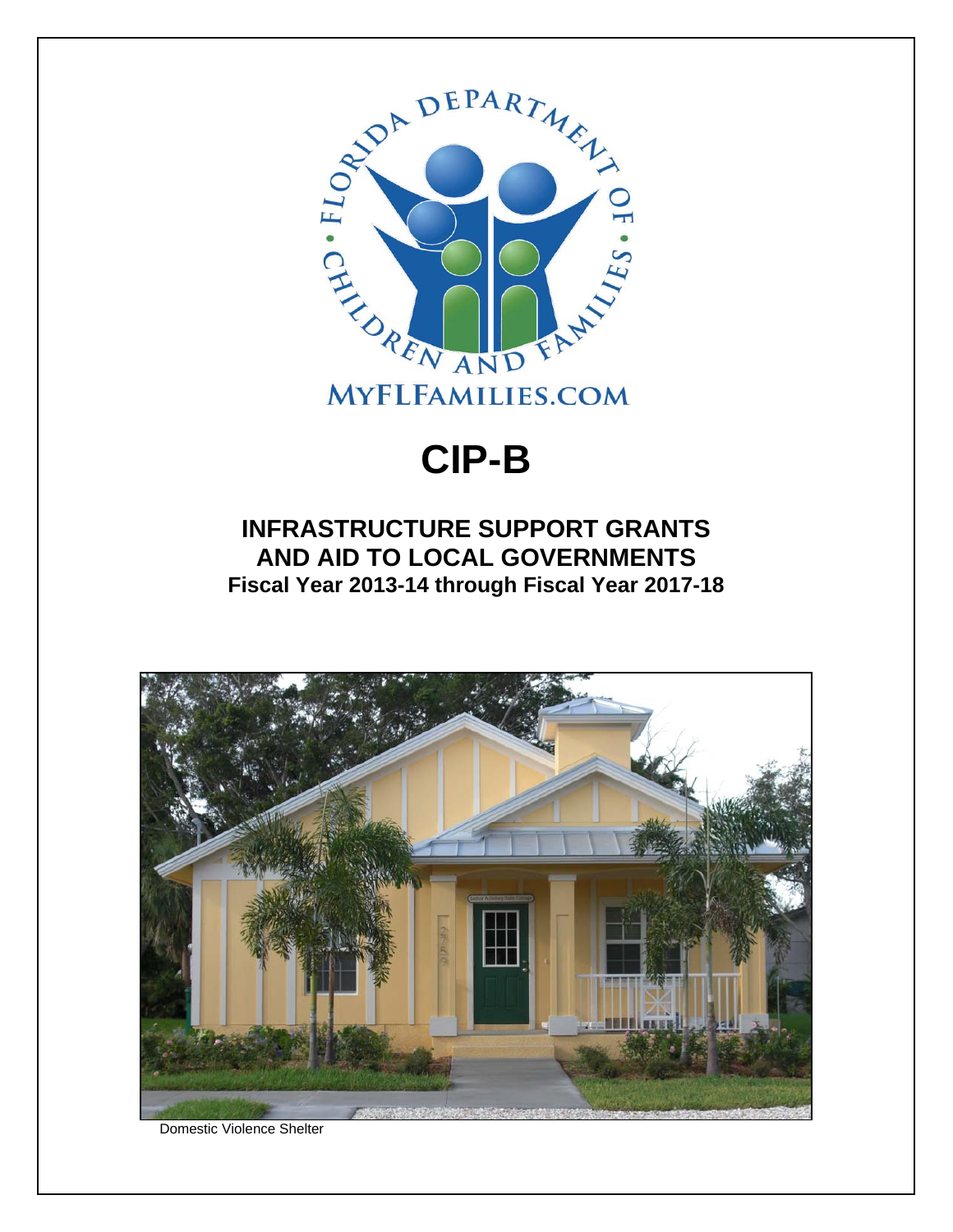FLORIDA DEPARTMENT OF CHILDREN AND FAMILIES

MYFLFAMILIES.COM

# CIP-B

## INFRASTRUCTURE SUPPORT GRANTS AND AID TO LOCAL GOVERNMENTS

**Fiscal Year 2013-14 through Fiscal Year 2017-18**

Domestic Violence Shelter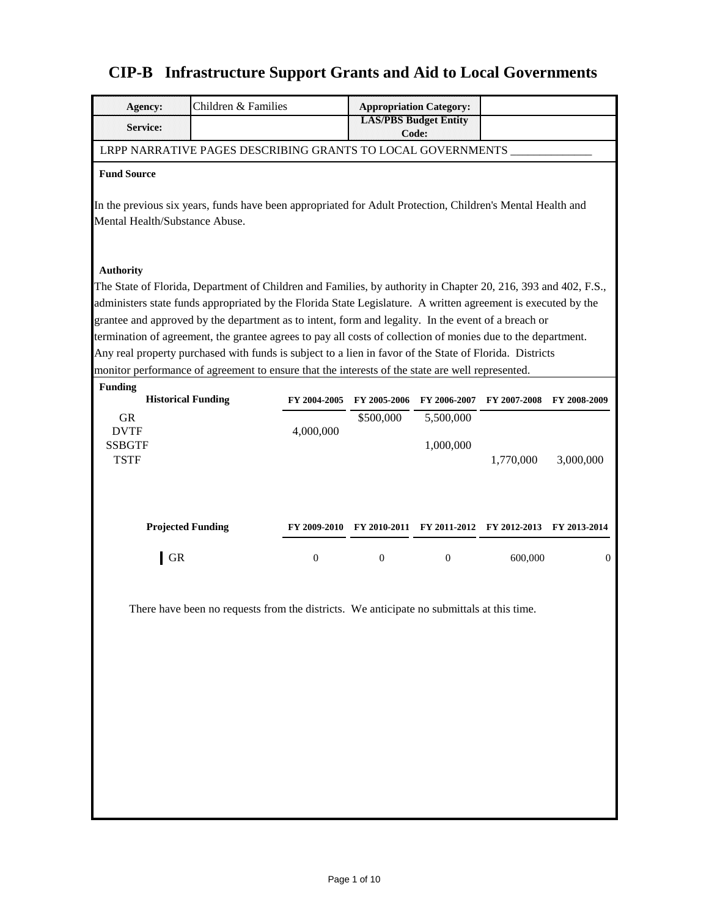# CIP-B Infrastructure Support Grants and Aid to Local Governments

| Agency: | Children & Families | Appropriation Category: | |
|---|---|---|---|
| Service: | | LAS/PBS Budget Entity Code: | |

LRPP NARRATIVE PAGES DESCRIBING GRANTS TO LOCAL GOVERNMENTS ______________

**Fund Source**

In the previous six years, funds have been appropriated for Adult Protection, Children's Mental Health and Mental Health/Substance Abuse.

**Authority**

The State of Florida, Department of Children and Families, by authority in Chapter 20, 216, 393 and 402, F.S., administers state funds appropriated by the Florida State Legislature. A written agreement is executed by the grantee and approved by the department as to intent, form and legality. In the event of a breach or termination of agreement, the grantee agrees to pay all costs of collection of monies due to the department. Any real property purchased with funds is subject to a lien in favor of the State of Florida. Districts monitor performance of agreement to ensure that the interests of the state are well represented.

**Funding**

| Historical Funding | FY 2004-2005 | FY 2005-2006 | FY 2006-2007 | FY 2007-2008 | FY 2008-2009 |
|---|---|---|---|---|---|
| GR | | $500,000 | 5,500,000 | | |
| DVTF | 4,000,000 | | | | |
| SSBGTF | | | 1,000,000 | | |
| TSTF | | | | 1,770,000 | 3,000,000 |

| Projected Funding | FY 2009-2010 | FY 2010-2011 | FY 2011-2012 | FY 2012-2013 | FY 2013-2014 |
|---|---|---|---|---|---|
| GR | 0 | 0 | 0 | 600,000 | 0 |

There have been no requests from the districts. We anticipate no submittals at this time.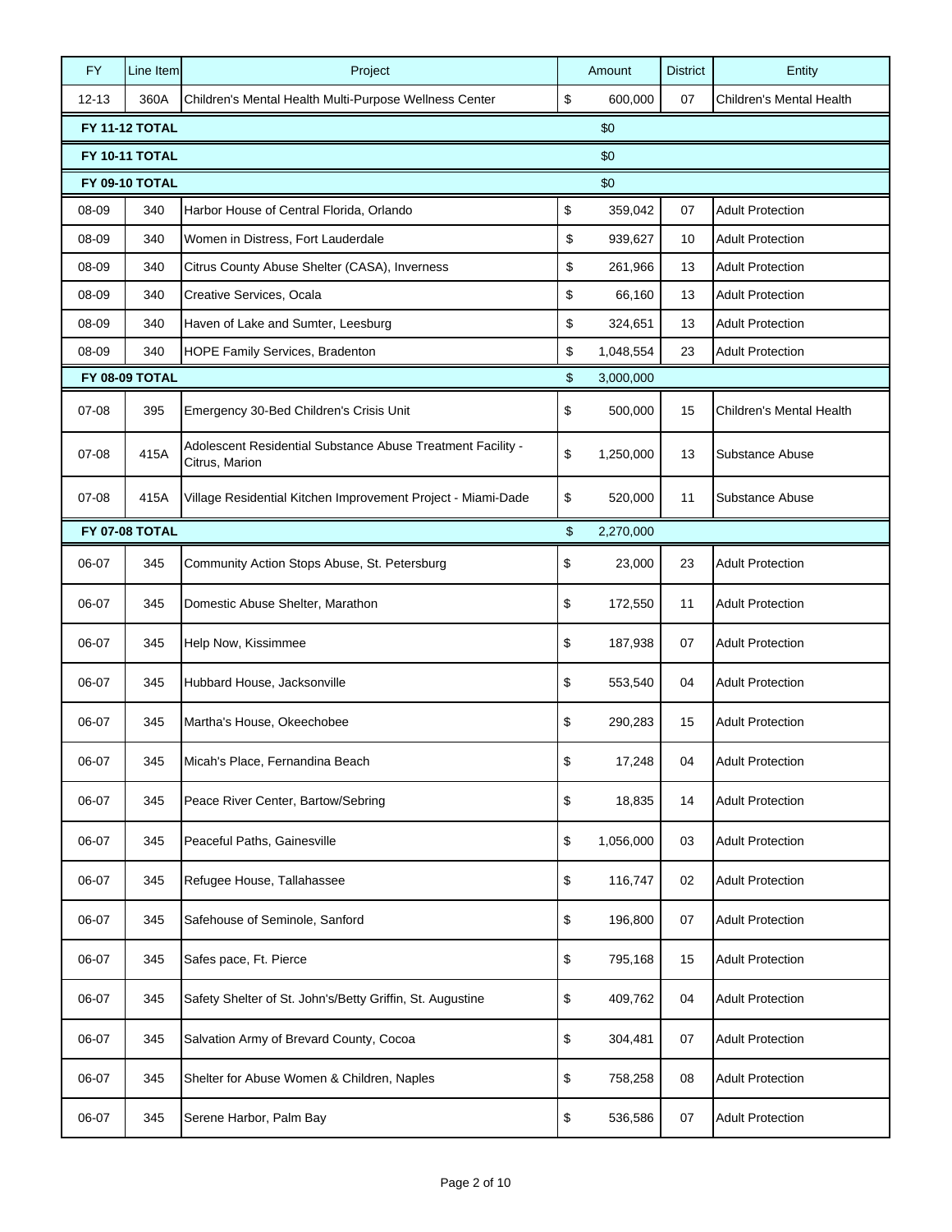| FY | Line Item | Project | Amount | District | Entity |
|---|---|---|---|---|---|
| 12-13 | 360A | Children's Mental Health Multi-Purpose Wellness Center | $ 600,000 | 07 | Children's Mental Health |
| **FY 11-12 TOTAL** | | | $0 | | |
| **FY 10-11 TOTAL** | | | $0 | | |
| **FY 09-10 TOTAL** | | | $0 | | |
| 08-09 | 340 | Harbor House of Central Florida, Orlando | $ 359,042 | 07 | Adult Protection |
| 08-09 | 340 | Women in Distress, Fort Lauderdale | $ 939,627 | 10 | Adult Protection |
| 08-09 | 340 | Citrus County Abuse Shelter (CASA), Inverness | $ 261,966 | 13 | Adult Protection |
| 08-09 | 340 | Creative Services, Ocala | $ 66,160 | 13 | Adult Protection |
| 08-09 | 340 | Haven of Lake and Sumter, Leesburg | $ 324,651 | 13 | Adult Protection |
| 08-09 | 340 | HOPE Family Services, Bradenton | $ 1,048,554 | 23 | Adult Protection |
| **FY 08-09 TOTAL** | | | $ 3,000,000 | | |
| 07-08 | 395 | Emergency 30-Bed Children's Crisis Unit | $ 500,000 | 15 | Children's Mental Health |
| 07-08 | 415A | Adolescent Residential Substance Abuse Treatment Facility - Citrus, Marion | $ 1,250,000 | 13 | Substance Abuse |
| 07-08 | 415A | Village Residential Kitchen Improvement Project - Miami-Dade | $ 520,000 | 11 | Substance Abuse |
| **FY 07-08 TOTAL** | | | $ 2,270,000 | | |
| 06-07 | 345 | Community Action Stops Abuse, St. Petersburg | $ 23,000 | 23 | Adult Protection |
| 06-07 | 345 | Domestic Abuse Shelter, Marathon | $ 172,550 | 11 | Adult Protection |
| 06-07 | 345 | Help Now, Kissimmee | $ 187,938 | 07 | Adult Protection |
| 06-07 | 345 | Hubbard House, Jacksonville | $ 553,540 | 04 | Adult Protection |
| 06-07 | 345 | Martha's House, Okeechobee | $ 290,283 | 15 | Adult Protection |
| 06-07 | 345 | Micah's Place, Fernandina Beach | $ 17,248 | 04 | Adult Protection |
| 06-07 | 345 | Peace River Center, Bartow/Sebring | $ 18,835 | 14 | Adult Protection |
| 06-07 | 345 | Peaceful Paths, Gainesville | $ 1,056,000 | 03 | Adult Protection |
| 06-07 | 345 | Refugee House, Tallahassee | $ 116,747 | 02 | Adult Protection |
| 06-07 | 345 | Safehouse of Seminole, Sanford | $ 196,800 | 07 | Adult Protection |
| 06-07 | 345 | Safes pace, Ft. Pierce | $ 795,168 | 15 | Adult Protection |
| 06-07 | 345 | Safety Shelter of St. John's/Betty Griffin, St. Augustine | $ 409,762 | 04 | Adult Protection |
| 06-07 | 345 | Salvation Army of Brevard County, Cocoa | $ 304,481 | 07 | Adult Protection |
| 06-07 | 345 | Shelter for Abuse Women & Children, Naples | $ 758,258 | 08 | Adult Protection |
| 06-07 | 345 | Serene Harbor, Palm Bay | $ 536,586 | 07 | Adult Protection |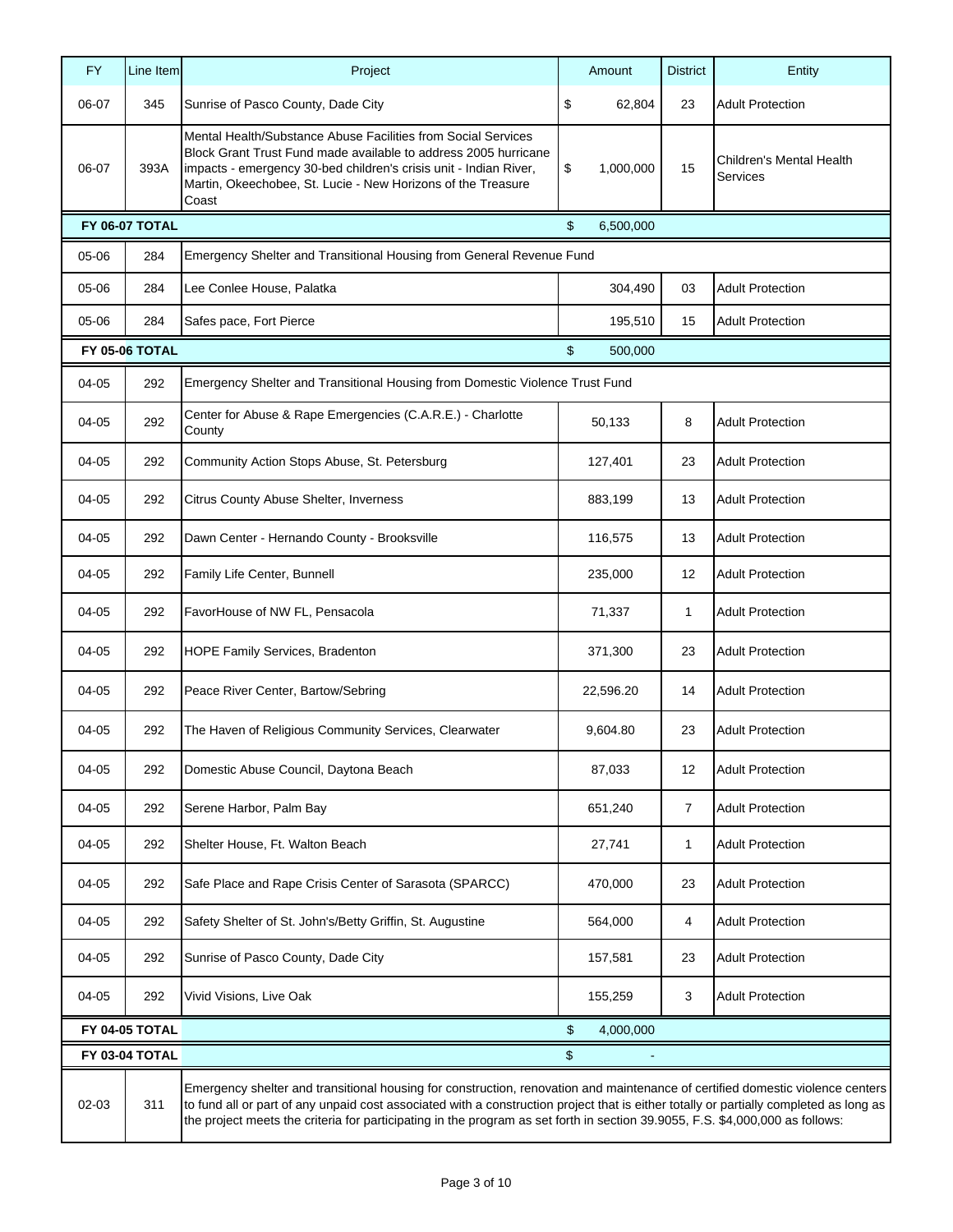| FY | Line Item | Project | Amount | District | Entity |
|---|---|---|---|---|---|
| 06-07 | 345 | Sunrise of Pasco County, Dade City | $ 62,804 | 23 | Adult Protection |
| 06-07 | 393A | Mental Health/Substance Abuse Facilities from Social Services Block Grant Trust Fund made available to address 2005 hurricane impacts - emergency 30-bed children's crisis unit - Indian River, Martin, Okeechobee, St. Lucie - New Horizons of the Treasure Coast | $ 1,000,000 | 15 | Children's Mental Health Services |
| **FY 06-07 TOTAL** | | | $ 6,500,000 | | |
| 05-06 | 284 | Emergency Shelter and Transitional Housing from General Revenue Fund | | | |
| 05-06 | 284 | Lee Conlee House, Palatka | 304,490 | 03 | Adult Protection |
| 05-06 | 284 | Safes pace, Fort Pierce | 195,510 | 15 | Adult Protection |
| **FY 05-06 TOTAL** | | | $ 500,000 | | |
| 04-05 | 292 | Emergency Shelter and Transitional Housing from Domestic Violence Trust Fund | | | |
| 04-05 | 292 | Center for Abuse & Rape Emergencies (C.A.R.E.) - Charlotte County | 50,133 | 8 | Adult Protection |
| 04-05 | 292 | Community Action Stops Abuse, St. Petersburg | 127,401 | 23 | Adult Protection |
| 04-05 | 292 | Citrus County Abuse Shelter, Inverness | 883,199 | 13 | Adult Protection |
| 04-05 | 292 | Dawn Center - Hernando County - Brooksville | 116,575 | 13 | Adult Protection |
| 04-05 | 292 | Family Life Center, Bunnell | 235,000 | 12 | Adult Protection |
| 04-05 | 292 | FavorHouse of NW FL, Pensacola | 71,337 | 1 | Adult Protection |
| 04-05 | 292 | HOPE Family Services, Bradenton | 371,300 | 23 | Adult Protection |
| 04-05 | 292 | Peace River Center, Bartow/Sebring | 22,596.20 | 14 | Adult Protection |
| 04-05 | 292 | The Haven of Religious Community Services, Clearwater | 9,604.80 | 23 | Adult Protection |
| 04-05 | 292 | Domestic Abuse Council, Daytona Beach | 87,033 | 12 | Adult Protection |
| 04-05 | 292 | Serene Harbor, Palm Bay | 651,240 | 7 | Adult Protection |
| 04-05 | 292 | Shelter House, Ft. Walton Beach | 27,741 | 1 | Adult Protection |
| 04-05 | 292 | Safe Place and Rape Crisis Center of Sarasota (SPARCC) | 470,000 | 23 | Adult Protection |
| 04-05 | 292 | Safety Shelter of St. John's/Betty Griffin, St. Augustine | 564,000 | 4 | Adult Protection |
| 04-05 | 292 | Sunrise of Pasco County, Dade City | 157,581 | 23 | Adult Protection |
| 04-05 | 292 | Vivid Visions, Live Oak | 155,259 | 3 | Adult Protection |
| **FY 04-05 TOTAL** | | | $ 4,000,000 | | |
| **FY 03-04 TOTAL** | | | $ - | | |
| 02-03 | 311 | Emergency shelter and transitional housing for construction, renovation and maintenance of certified domestic violence centers to fund all or part of any unpaid cost associated with a construction project that is either totally or partially completed as long as the project meets the criteria for participating in the program as set forth in section 39.9055, F.S. $4,000,000 as follows: | | | |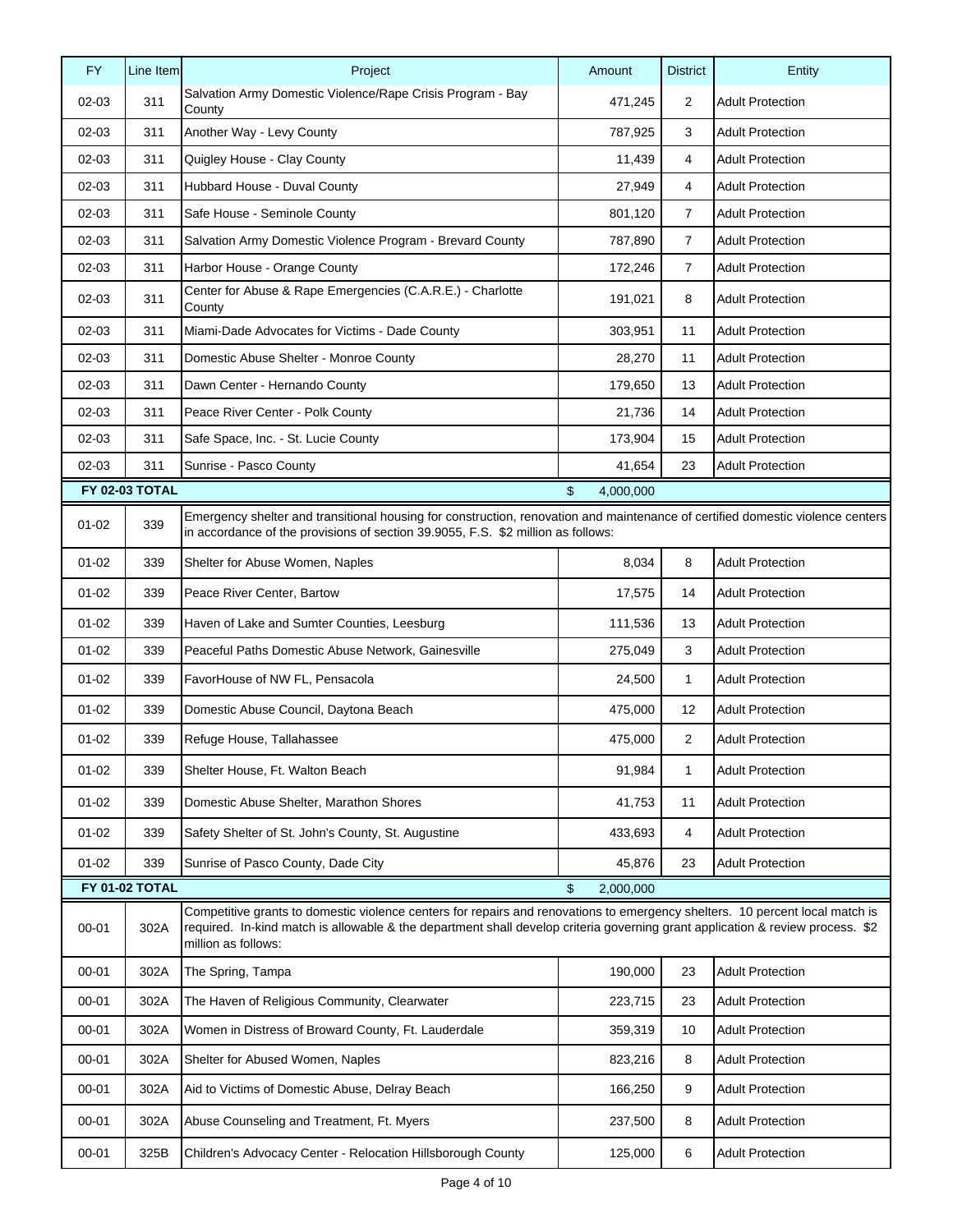| FY | Line Item | Project | Amount | District | Entity |
|---|---|---|---|---|---|
| 02-03 | 311 | Salvation Army Domestic Violence/Rape Crisis Program - Bay County | 471,245 | 2 | Adult Protection |
| 02-03 | 311 | Another Way - Levy County | 787,925 | 3 | Adult Protection |
| 02-03 | 311 | Quigley House - Clay County | 11,439 | 4 | Adult Protection |
| 02-03 | 311 | Hubbard House - Duval County | 27,949 | 4 | Adult Protection |
| 02-03 | 311 | Safe House - Seminole County | 801,120 | 7 | Adult Protection |
| 02-03 | 311 | Salvation Army Domestic Violence Program - Brevard County | 787,890 | 7 | Adult Protection |
| 02-03 | 311 | Harbor House - Orange County | 172,246 | 7 | Adult Protection |
| 02-03 | 311 | Center for Abuse & Rape Emergencies (C.A.R.E.) - Charlotte County | 191,021 | 8 | Adult Protection |
| 02-03 | 311 | Miami-Dade Advocates for Victims - Dade County | 303,951 | 11 | Adult Protection |
| 02-03 | 311 | Domestic Abuse Shelter - Monroe County | 28,270 | 11 | Adult Protection |
| 02-03 | 311 | Dawn Center - Hernando County | 179,650 | 13 | Adult Protection |
| 02-03 | 311 | Peace River Center - Polk County | 21,736 | 14 | Adult Protection |
| 02-03 | 311 | Safe Space, Inc. - St. Lucie County | 173,904 | 15 | Adult Protection |
| 02-03 | 311 | Sunrise - Pasco County | 41,654 | 23 | Adult Protection |
| **FY 02-03 TOTAL** | | | $ 4,000,000 | | |
| 01-02 | 339 | Emergency shelter and transitional housing for construction, renovation and maintenance of certified domestic violence centers in accordance with the provisions of section 39.9055, F.S. $2 million as follows: | | | |
| 01-02 | 339 | Shelter for Abuse Women, Naples | 8,034 | 8 | Adult Protection |
| 01-02 | 339 | Peace River Center, Bartow | 17,575 | 14 | Adult Protection |
| 01-02 | 339 | Haven of Lake and Sumter Counties, Leesburg | 111,536 | 13 | Adult Protection |
| 01-02 | 339 | Peaceful Paths Domestic Abuse Network, Gainesville | 275,049 | 3 | Adult Protection |
| 01-02 | 339 | FavorHouse of NW FL, Pensacola | 24,500 | 1 | Adult Protection |
| 01-02 | 339 | Domestic Abuse Council, Daytona Beach | 475,000 | 12 | Adult Protection |
| 01-02 | 339 | Refuge House, Tallahassee | 475,000 | 2 | Adult Protection |
| 01-02 | 339 | Shelter House, Ft. Walton Beach | 91,984 | 1 | Adult Protection |
| 01-02 | 339 | Domestic Abuse Shelter, Marathon Shores | 41,753 | 11 | Adult Protection |
| 01-02 | 339 | Safety Shelter of St. John's County, St. Augustine | 433,693 | 4 | Adult Protection |
| 01-02 | 339 | Sunrise of Pasco County, Dade City | 45,876 | 23 | Adult Protection |
| **FY 01-02 TOTAL** | | | $ 2,000,000 | | |
| 00-01 | 302A | Competitive grants to domestic violence centers for repairs and renovations to emergency shelters. 10 percent local match is required. In-kind match is allowable & the department shall develop criteria governing grant application & review process. $2 million as follows: | | | |
| 00-01 | 302A | The Spring, Tampa | 190,000 | 23 | Adult Protection |
| 00-01 | 302A | The Haven of Religious Community, Clearwater | 223,715 | 23 | Adult Protection |
| 00-01 | 302A | Women in Distress of Broward County, Ft. Lauderdale | 359,319 | 10 | Adult Protection |
| 00-01 | 302A | Shelter for Abused Women, Naples | 823,216 | 8 | Adult Protection |
| 00-01 | 302A | Aid to Victims of Domestic Abuse, Delray Beach | 166,250 | 9 | Adult Protection |
| 00-01 | 302A | Abuse Counseling and Treatment, Ft. Myers | 237,500 | 8 | Adult Protection |
| 00-01 | 325B | Children's Advocacy Center - Relocation Hillsborough County | 125,000 | 6 | Adult Protection |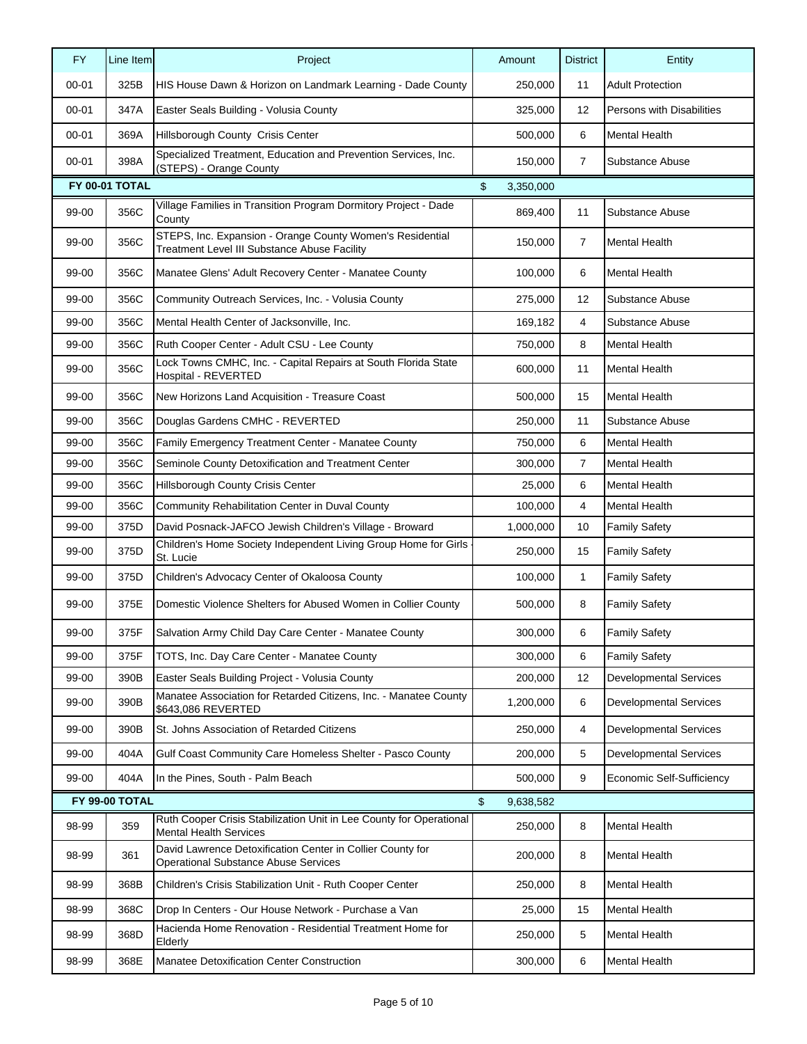| FY | Line Item | Project | Amount | District | Entity |
|---|---|---|---|---|---|
| 00-01 | 325B | HIS House Dawn & Horizon on Landmark Learning - Dade County | 250,000 | 11 | Adult Protection |
| 00-01 | 347A | Easter Seals Building - Volusia County | 325,000 | 12 | Persons with Disabilities |
| 00-01 | 369A | Hillsborough County Crisis Center | 500,000 | 6 | Mental Health |
| 00-01 | 398A | Specialized Treatment, Education and Prevention Services, Inc. (STEPS) - Orange County | 150,000 | 7 | Substance Abuse |
| **FY 00-01 TOTAL** | | | $ 3,350,000 | | |
| 99-00 | 356C | Village Families in Transition Program Dormitory Project - Dade County | 869,400 | 11 | Substance Abuse |
| 99-00 | 356C | STEPS, Inc. Expansion - Orange County Women's Residential Treatment Level III Substance Abuse Facility | 150,000 | 7 | Mental Health |
| 99-00 | 356C | Manatee Glens' Adult Recovery Center - Manatee County | 100,000 | 6 | Mental Health |
| 99-00 | 356C | Community Outreach Services, Inc. - Volusia County | 275,000 | 12 | Substance Abuse |
| 99-00 | 356C | Mental Health Center of Jacksonville, Inc. | 169,182 | 4 | Substance Abuse |
| 99-00 | 356C | Ruth Cooper Center - Adult CSU - Lee County | 750,000 | 8 | Mental Health |
| 99-00 | 356C | Lock Towns CMHC, Inc. - Capital Repairs at South Florida State Hospital - REVERTED | 600,000 | 11 | Mental Health |
| 99-00 | 356C | New Horizons Land Acquisition - Treasure Coast | 500,000 | 15 | Mental Health |
| 99-00 | 356C | Douglas Gardens CMHC - REVERTED | 250,000 | 11 | Substance Abuse |
| 99-00 | 356C | Family Emergency Treatment Center - Manatee County | 750,000 | 6 | Mental Health |
| 99-00 | 356C | Seminole County Detoxification and Treatment Center | 300,000 | 7 | Mental Health |
| 99-00 | 356C | Hillsborough County Crisis Center | 25,000 | 6 | Mental Health |
| 99-00 | 356C | Community Rehabilitation Center in Duval County | 100,000 | 4 | Mental Health |
| 99-00 | 375D | David Posnack-JAFCO Jewish Children's Village - Broward | 1,000,000 | 10 | Family Safety |
| 99-00 | 375D | Children's Home Society Independent Living Group Home for Girls - St. Lucie | 250,000 | 15 | Family Safety |
| 99-00 | 375D | Children's Advocacy Center of Okaloosa County | 100,000 | 1 | Family Safety |
| 99-00 | 375E | Domestic Violence Shelters for Abused Women in Collier County | 500,000 | 8 | Family Safety |
| 99-00 | 375F | Salvation Army Child Day Care Center - Manatee County | 300,000 | 6 | Family Safety |
| 99-00 | 375F | TOTS, Inc. Day Care Center - Manatee County | 300,000 | 6 | Family Safety |
| 99-00 | 390B | Easter Seals Building Project - Volusia County | 200,000 | 12 | Developmental Services |
| 99-00 | 390B | Manatee Association for Retarded Citizens, Inc. - Manatee County $643,086 REVERTED | 1,200,000 | 6 | Developmental Services |
| 99-00 | 390B | St. Johns Association of Retarded Citizens | 250,000 | 4 | Developmental Services |
| 99-00 | 404A | Gulf Coast Community Care Homeless Shelter - Pasco County | 200,000 | 5 | Developmental Services |
| 99-00 | 404A | In the Pines, South - Palm Beach | 500,000 | 9 | Economic Self-Sufficiency |
| **FY 99-00 TOTAL** | | | $ 9,638,582 | | |
| 98-99 | 359 | Ruth Cooper Crisis Stabilization Unit in Lee County for Operational Mental Health Services | 250,000 | 8 | Mental Health |
| 98-99 | 361 | David Lawrence Detoxification Center in Collier County for Operational Substance Abuse Services | 200,000 | 8 | Mental Health |
| 98-99 | 368B | Children's Crisis Stabilization Unit - Ruth Cooper Center | 250,000 | 8 | Mental Health |
| 98-99 | 368C | Drop In Centers - Our House Network - Purchase a Van | 25,000 | 15 | Mental Health |
| 98-99 | 368D | Hacienda Home Renovation - Residential Treatment Home for Elderly | 250,000 | 5 | Mental Health |
| 98-99 | 368E | Manatee Detoxification Center Construction | 300,000 | 6 | Mental Health |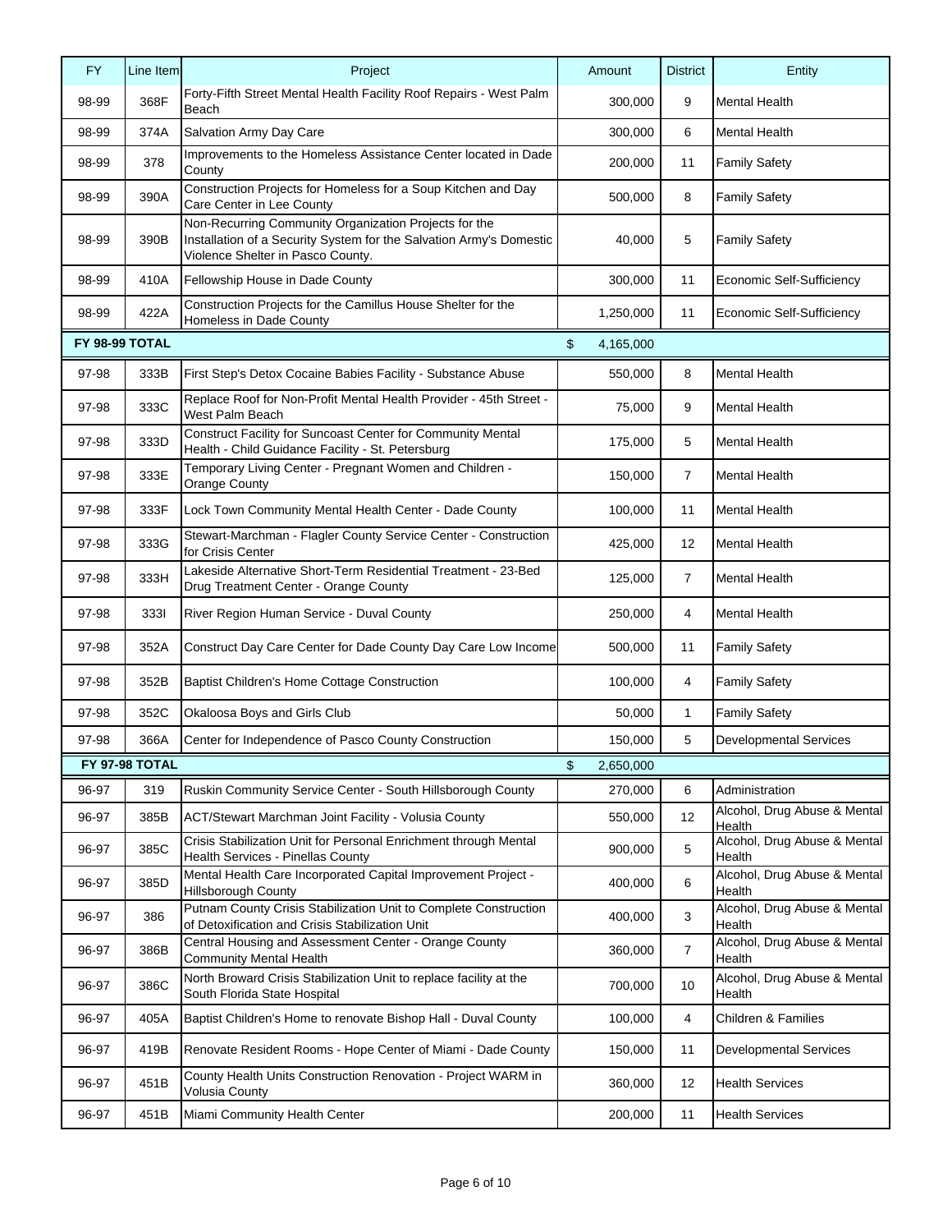| FY | Line Item | Project | Amount | District | Entity |
|---|---|---|---|---|---|
| 98-99 | 368F | Forty-Fifth Street Mental Health Facility Roof Repairs - West Palm Beach | 300,000 | 9 | Mental Health |
| 98-99 | 374A | Salvation Army Day Care | 300,000 | 6 | Mental Health |
| 98-99 | 378 | Improvements to the Homeless Assistance Center located in Dade County | 200,000 | 11 | Family Safety |
| 98-99 | 390A | Construction Projects for Homeless for a Soup Kitchen and Day Care Center in Lee County | 500,000 | 8 | Family Safety |
| 98-99 | 390B | Non-Recurring Community Organization Projects for the Installation of a Security System for the Salvation Army's Domestic Violence Shelter in Pasco County. | 40,000 | 5 | Family Safety |
| 98-99 | 410A | Fellowship House in Dade County | 300,000 | 11 | Economic Self-Sufficiency |
| 98-99 | 422A | Construction Projects for the Camillus House Shelter for the Homeless in Dade County | 1,250,000 | 11 | Economic Self-Sufficiency |
| **FY 98-99 TOTAL** | | | $ 4,165,000 | | |
| 97-98 | 333B | First Step's Detox Cocaine Babies Facility - Substance Abuse | 550,000 | 8 | Mental Health |
| 97-98 | 333C | Replace Roof for Non-Profit Mental Health Provider - 45th Street - West Palm Beach | 75,000 | 9 | Mental Health |
| 97-98 | 333D | Construct Facility for Suncoast Center for Community Mental Health - Child Guidance Facility - St. Petersburg | 175,000 | 5 | Mental Health |
| 97-98 | 333E | Temporary Living Center - Pregnant Women and Children - Orange County | 150,000 | 7 | Mental Health |
| 97-98 | 333F | Lock Town Community Mental Health Center - Dade County | 100,000 | 11 | Mental Health |
| 97-98 | 333G | Stewart-Marchman - Flagler County Service Center - Construction for Crisis Center | 425,000 | 12 | Mental Health |
| 97-98 | 333H | Lakeside Alternative Short-Term Residential Treatment - 23-Bed Drug Treatment Center - Orange County | 125,000 | 7 | Mental Health |
| 97-98 | 333I | River Region Human Service - Duval County | 250,000 | 4 | Mental Health |
| 97-98 | 352A | Construct Day Care Center for Dade County Day Care Low Income | 500,000 | 11 | Family Safety |
| 97-98 | 352B | Baptist Children's Home Cottage Construction | 100,000 | 4 | Family Safety |
| 97-98 | 352C | Okaloosa Boys and Girls Club | 50,000 | 1 | Family Safety |
| 97-98 | 366A | Center for Independence of Pasco County Construction | 150,000 | 5 | Developmental Services |
| **FY 97-98 TOTAL** | | | $ 2,650,000 | | |
| 96-97 | 319 | Ruskin Community Service Center - South Hillsborough County | 270,000 | 6 | Administration |
| 96-97 | 385B | ACT/Stewart Marchman Joint Facility - Volusia County | 550,000 | 12 | Alcohol, Drug Abuse & Mental Health |
| 96-97 | 385C | Crisis Stabilization Unit for Personal Enrichment through Mental Health Services - Pinellas County | 900,000 | 5 | Alcohol, Drug Abuse & Mental Health |
| 96-97 | 385D | Mental Health Care Incorporated Capital Improvement Project - Hillsborough County | 400,000 | 6 | Alcohol, Drug Abuse & Mental Health |
| 96-97 | 386 | Putnam County Crisis Stabilization Unit to Complete Construction of Detoxification and Crisis Stabilization Unit | 400,000 | 3 | Alcohol, Drug Abuse & Mental Health |
| 96-97 | 386B | Central Housing and Assessment Center - Orange County Community Mental Health | 360,000 | 7 | Alcohol, Drug Abuse & Mental Health |
| 96-97 | 386C | North Broward Crisis Stabilization Unit to replace facility at the South Florida State Hospital | 700,000 | 10 | Alcohol, Drug Abuse & Mental Health |
| 96-97 | 405A | Baptist Children's Home to renovate Bishop Hall - Duval County | 100,000 | 4 | Children & Families |
| 96-97 | 419B | Renovate Resident Rooms - Hope Center of Miami - Dade County | 150,000 | 11 | Developmental Services |
| 96-97 | 451B | County Health Units Construction Renovation - Project WARM in Volusia County | 360,000 | 12 | Health Services |
| 96-97 | 451B | Miami Community Health Center | 200,000 | 11 | Health Services |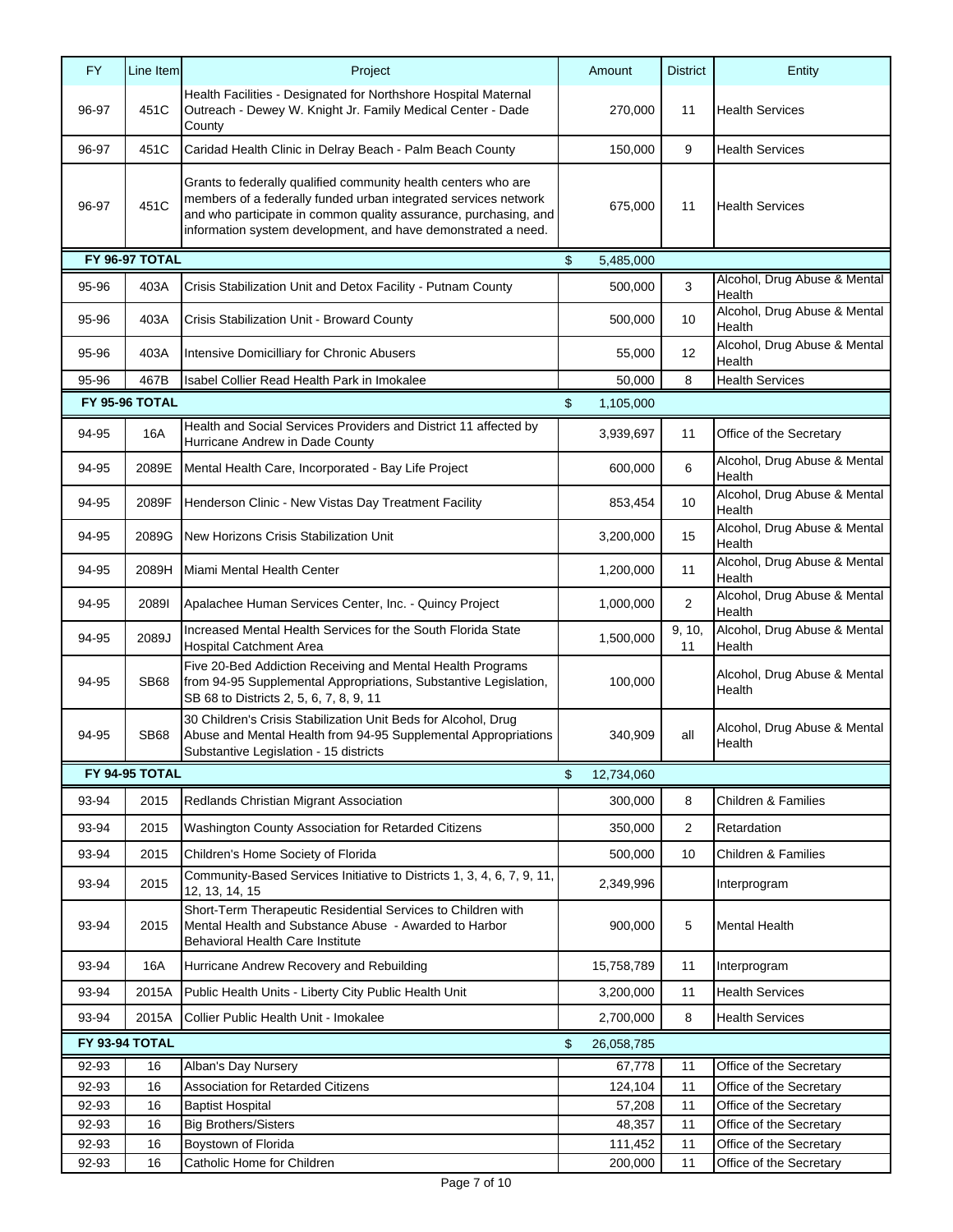| FY | Line Item | Project | Amount | District | Entity |
|---|---|---|---|---|---|
| 96-97 | 451C | Health Facilities - Designated for Northshore Hospital Maternal Outreach - Dewey W. Knight Jr. Family Medical Center - Dade County | 270,000 | 11 | Health Services |
| 96-97 | 451C | Caridad Health Clinic in Delray Beach - Palm Beach County | 150,000 | 9 | Health Services |
| 96-97 | 451C | Grants to federally qualified community health centers who are members of a federally funded urban integrated services network and who participate in common quality assurance, purchasing, and information system development, and have demonstrated a need. | 675,000 | 11 | Health Services |
| **FY 96-97 TOTAL** | | | $ 5,485,000 | | |
| 95-96 | 403A | Crisis Stabilization Unit and Detox Facility - Putnam County | 500,000 | 3 | Alcohol, Drug Abuse & Mental Health |
| 95-96 | 403A | Crisis Stabilization Unit - Broward County | 500,000 | 10 | Alcohol, Drug Abuse & Mental Health |
| 95-96 | 403A | Intensive Domicilliary for Chronic Abusers | 55,000 | 12 | Alcohol, Drug Abuse & Mental Health |
| 95-96 | 467B | Isabel Collier Read Health Park in Imokalee | 50,000 | 8 | Health Services |
| **FY 95-96 TOTAL** | | | $ 1,105,000 | | |
| 94-95 | 16A | Health and Social Services Providers and District 11 affected by Hurricane Andrew in Dade County | 3,939,697 | 11 | Office of the Secretary |
| 94-95 | 2089E | Mental Health Care, Incorporated - Bay Life Project | 600,000 | 6 | Alcohol, Drug Abuse & Mental Health |
| 94-95 | 2089F | Henderson Clinic - New Vistas Day Treatment Facility | 853,454 | 10 | Alcohol, Drug Abuse & Mental Health |
| 94-95 | 2089G | New Horizons Crisis Stabilization Unit | 3,200,000 | 15 | Alcohol, Drug Abuse & Mental Health |
| 94-95 | 2089H | Miami Mental Health Center | 1,200,000 | 11 | Alcohol, Drug Abuse & Mental Health |
| 94-95 | 2089I | Apalachee Human Services Center, Inc. - Quincy Project | 1,000,000 | 2 | Alcohol, Drug Abuse & Mental Health |
| 94-95 | 2089J | Increased Mental Health Services for the South Florida State Hospital Catchment Area | 1,500,000 | 9, 10, 11 | Alcohol, Drug Abuse & Mental Health |
| 94-95 | SB68 | Five 20-Bed Addiction Receiving and Mental Health Programs from 94-95 Supplemental Appropriations, Substantive Legislation, SB 68 to Districts 2, 5, 6, 7, 8, 9, 11 | 100,000 | | Alcohol, Drug Abuse & Mental Health |
| 94-95 | SB68 | 30 Children's Crisis Stabilization Unit Beds for Alcohol, Drug Abuse and Mental Health from 94-95 Supplemental Appropriations Substantive Legislation - 15 districts | 340,909 | all | Alcohol, Drug Abuse & Mental Health |
| **FY 94-95 TOTAL** | | | $ 12,734,060 | | |
| 93-94 | 2015 | Redlands Christian Migrant Association | 300,000 | 8 | Children & Families |
| 93-94 | 2015 | Washington County Association for Retarded Citizens | 350,000 | 2 | Retardation |
| 93-94 | 2015 | Children's Home Society of Florida | 500,000 | 10 | Children & Families |
| 93-94 | 2015 | Community-Based Services Initiative to Districts 1, 3, 4, 6, 7, 9, 11, 12, 13, 14, 15 | 2,349,996 | | Interprogram |
| 93-94 | 2015 | Short-Term Therapeutic Residential Services to Children with Mental Health and Substance Abuse - Awarded to Harbor Behavioral Health Care Institute | 900,000 | 5 | Mental Health |
| 93-94 | 16A | Hurricane Andrew Recovery and Rebuilding | 15,758,789 | 11 | Interprogram |
| 93-94 | 2015A | Public Health Units - Liberty City Public Health Unit | 3,200,000 | 11 | Health Services |
| 93-94 | 2015A | Collier Public Health Unit - Imokalee | 2,700,000 | 8 | Health Services |
| **FY 93-94 TOTAL** | | | $ 26,058,785 | | |
| 92-93 | 16 | Alban's Day Nursery | 67,778 | 11 | Office of the Secretary |
| 92-93 | 16 | Association for Retarded Citizens | 124,104 | 11 | Office of the Secretary |
| 92-93 | 16 | Baptist Hospital | 57,208 | 11 | Office of the Secretary |
| 92-93 | 16 | Big Brothers/Sisters | 48,357 | 11 | Office of the Secretary |
| 92-93 | 16 | Boystown of Florida | 111,452 | 11 | Office of the Secretary |
| 92-93 | 16 | Catholic Home for Children | 200,000 | 11 | Office of the Secretary |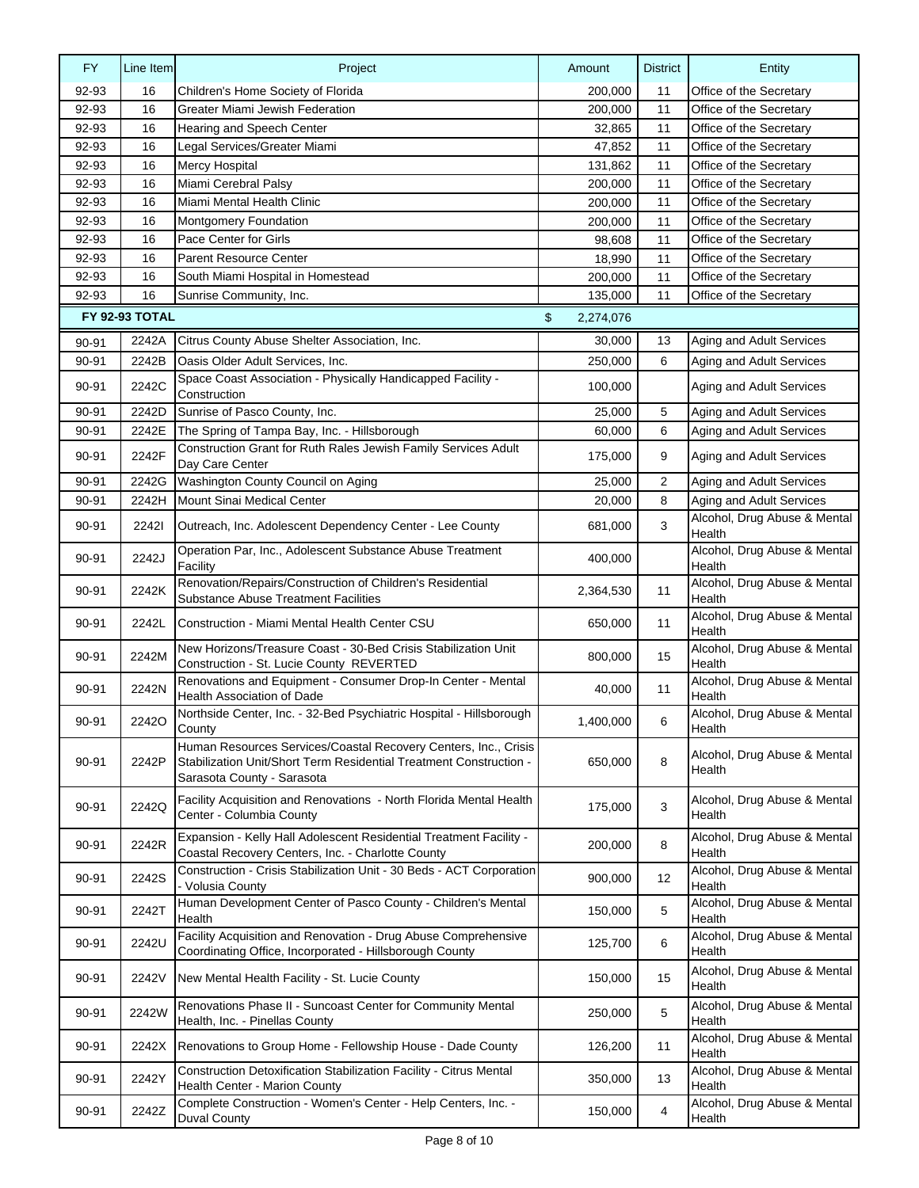| FY | Line Item | Project | Amount | District | Entity |
|---|---|---|---|---|---|
| 92-93 | 16 | Children's Home Society of Florida | 200,000 | 11 | Office of the Secretary |
| 92-93 | 16 | Greater Miami Jewish Federation | 200,000 | 11 | Office of the Secretary |
| 92-93 | 16 | Hearing and Speech Center | 32,865 | 11 | Office of the Secretary |
| 92-93 | 16 | Legal Services/Greater Miami | 47,852 | 11 | Office of the Secretary |
| 92-93 | 16 | Mercy Hospital | 131,862 | 11 | Office of the Secretary |
| 92-93 | 16 | Miami Cerebral Palsy | 200,000 | 11 | Office of the Secretary |
| 92-93 | 16 | Miami Mental Health Clinic | 200,000 | 11 | Office of the Secretary |
| 92-93 | 16 | Montgomery Foundation | 200,000 | 11 | Office of the Secretary |
| 92-93 | 16 | Pace Center for Girls | 98,608 | 11 | Office of the Secretary |
| 92-93 | 16 | Parent Resource Center | 18,990 | 11 | Office of the Secretary |
| 92-93 | 16 | South Miami Hospital in Homestead | 200,000 | 11 | Office of the Secretary |
| 92-93 | 16 | Sunrise Community, Inc. | 135,000 | 11 | Office of the Secretary |
| **FY 92-93 TOTAL** | | | $ 2,274,076 | | |
| 90-91 | 2242A | Citrus County Abuse Shelter Association, Inc. | 30,000 | 13 | Aging and Adult Services |
| 90-91 | 2242B | Oasis Older Adult Services, Inc. | 250,000 | 6 | Aging and Adult Services |
| 90-91 | 2242C | Space Coast Association - Physically Handicapped Facility - Construction | 100,000 | | Aging and Adult Services |
| 90-91 | 2242D | Sunrise of Pasco County, Inc. | 25,000 | 5 | Aging and Adult Services |
| 90-91 | 2242E | The Spring of Tampa Bay, Inc. - Hillsborough | 60,000 | 6 | Aging and Adult Services |
| 90-91 | 2242F | Construction Grant for Ruth Rales Jewish Family Services Adult Day Care Center | 175,000 | 9 | Aging and Adult Services |
| 90-91 | 2242G | Washington County Council on Aging | 25,000 | 2 | Aging and Adult Services |
| 90-91 | 2242H | Mount Sinai Medical Center | 20,000 | 8 | Aging and Adult Services |
| 90-91 | 2242I | Outreach, Inc. Adolescent Dependency Center - Lee County | 681,000 | 3 | Alcohol, Drug Abuse & Mental Health |
| 90-91 | 2242J | Operation Par, Inc., Adolescent Substance Abuse Treatment Facility | 400,000 | | Alcohol, Drug Abuse & Mental Health |
| 90-91 | 2242K | Renovation/Repairs/Construction of Children's Residential Substance Abuse Treatment Facilities | 2,364,530 | 11 | Alcohol, Drug Abuse & Mental Health |
| 90-91 | 2242L | Construction - Miami Mental Health Center CSU | 650,000 | 11 | Alcohol, Drug Abuse & Mental Health |
| 90-91 | 2242M | New Horizons/Treasure Coast - 30-Bed Crisis Stabilization Unit Construction - St. Lucie County REVERTED | 800,000 | 15 | Alcohol, Drug Abuse & Mental Health |
| 90-91 | 2242N | Renovations and Equipment - Consumer Drop-In Center - Mental Health Association of Dade | 40,000 | 11 | Alcohol, Drug Abuse & Mental Health |
| 90-91 | 2242O | Northside Center, Inc. - 32-Bed Psychiatric Hospital - Hillsborough County | 1,400,000 | 6 | Alcohol, Drug Abuse & Mental Health |
| 90-91 | 2242P | Human Resources Services/Coastal Recovery Centers, Inc., Crisis Stabilization Unit/Short Term Residential Treatment Construction - Sarasota County - Sarasota | 650,000 | 8 | Alcohol, Drug Abuse & Mental Health |
| 90-91 | 2242Q | Facility Acquisition and Renovations - North Florida Mental Health Center - Columbia County | 175,000 | 3 | Alcohol, Drug Abuse & Mental Health |
| 90-91 | 2242R | Expansion - Kelly Hall Adolescent Residential Treatment Facility - Coastal Recovery Centers, Inc. - Charlotte County | 200,000 | 8 | Alcohol, Drug Abuse & Mental Health |
| 90-91 | 2242S | Construction - Crisis Stabilization Unit - 30 Beds - ACT Corporation - Volusia County | 900,000 | 12 | Alcohol, Drug Abuse & Mental Health |
| 90-91 | 2242T | Human Development Center of Pasco County - Children's Mental Health | 150,000 | 5 | Alcohol, Drug Abuse & Mental Health |
| 90-91 | 2242U | Facility Acquisition and Renovation - Drug Abuse Comprehensive Coordinating Office, Incorporated - Hillsborough County | 125,700 | 6 | Alcohol, Drug Abuse & Mental Health |
| 90-91 | 2242V | New Mental Health Facility - St. Lucie County | 150,000 | 15 | Alcohol, Drug Abuse & Mental Health |
| 90-91 | 2242W | Renovations Phase II - Suncoast Center for Community Mental Health, Inc. - Pinellas County | 250,000 | 5 | Alcohol, Drug Abuse & Mental Health |
| 90-91 | 2242X | Renovations to Group Home - Fellowship House - Dade County | 126,200 | 11 | Alcohol, Drug Abuse & Mental Health |
| 90-91 | 2242Y | Construction Detoxification Stabilization Facility - Citrus Mental Health Center - Marion County | 350,000 | 13 | Alcohol, Drug Abuse & Mental Health |
| 90-91 | 2242Z | Complete Construction - Women's Center - Help Centers, Inc. - Duval County | 150,000 | 4 | Alcohol, Drug Abuse & Mental Health |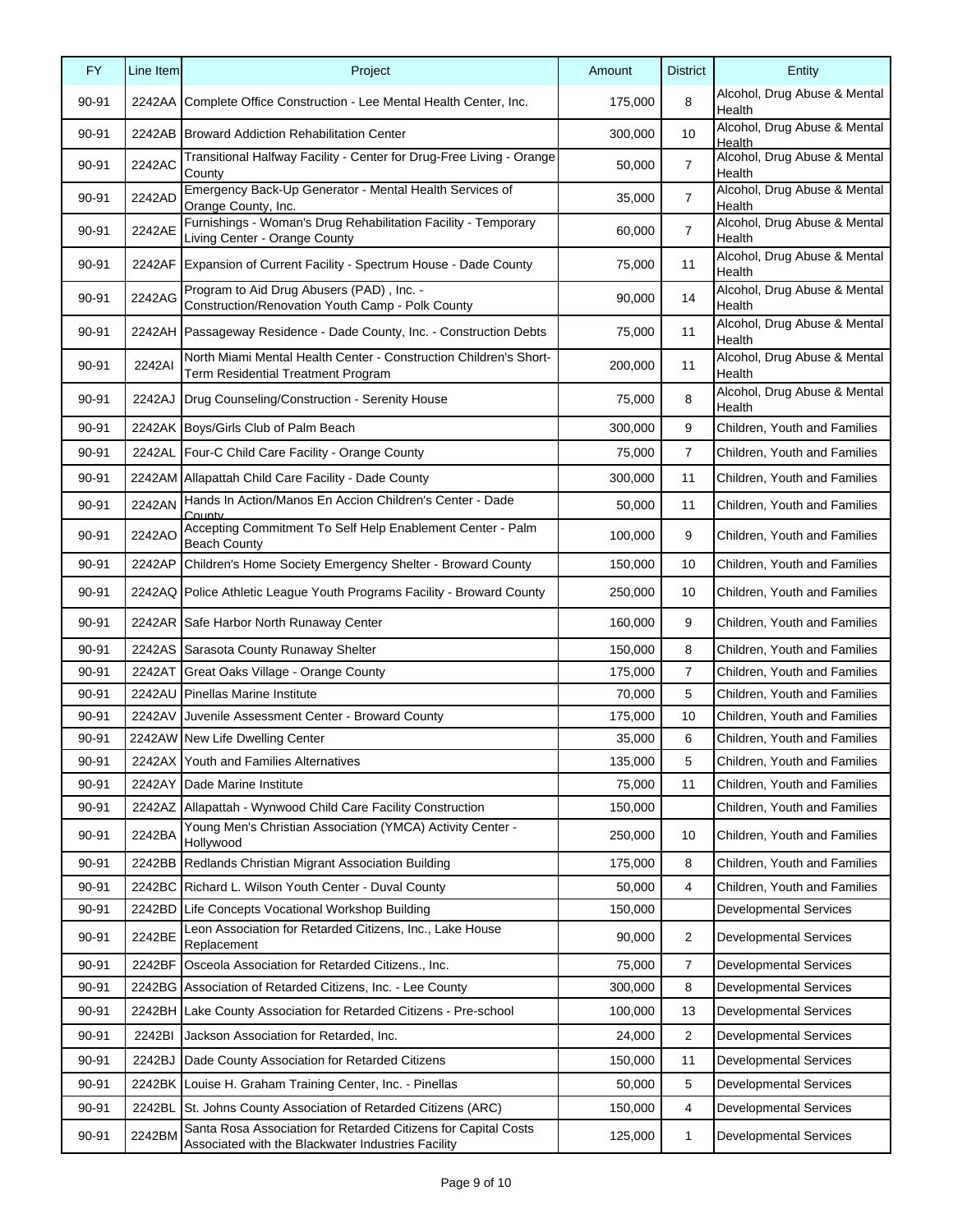| FY | Line Item | Project | Amount | District | Entity |
|---|---|---|---|---|---|
| 90-91 | 2242AA | Complete Office Construction - Lee Mental Health Center, Inc. | 175,000 | 8 | Alcohol, Drug Abuse & Mental Health |
| 90-91 | 2242AB | Broward Addiction Rehabilitation Center | 300,000 | 10 | Alcohol, Drug Abuse & Mental Health |
| 90-91 | 2242AC | Transitional Halfway Facility - Center for Drug-Free Living - Orange County | 50,000 | 7 | Alcohol, Drug Abuse & Mental Health |
| 90-91 | 2242AD | Emergency Back-Up Generator - Mental Health Services of Orange County, Inc. | 35,000 | 7 | Alcohol, Drug Abuse & Mental Health |
| 90-91 | 2242AE | Furnishings - Woman's Drug Rehabilitation Facility - Temporary Living Center - Orange County | 60,000 | 7 | Alcohol, Drug Abuse & Mental Health |
| 90-91 | 2242AF | Expansion of Current Facility - Spectrum House - Dade County | 75,000 | 11 | Alcohol, Drug Abuse & Mental Health |
| 90-91 | 2242AG | Program to Aid Drug Abusers (PAD) , Inc. - Construction/Renovation Youth Camp - Polk County | 90,000 | 14 | Alcohol, Drug Abuse & Mental Health |
| 90-91 | 2242AH | Passageway Residence - Dade County, Inc. - Construction Debts | 75,000 | 11 | Alcohol, Drug Abuse & Mental Health |
| 90-91 | 2242AI | North Miami Mental Health Center - Construction Children's Short-Term Residential Treatment Program | 200,000 | 11 | Alcohol, Drug Abuse & Mental Health |
| 90-91 | 2242AJ | Drug Counseling/Construction - Serenity House | 75,000 | 8 | Alcohol, Drug Abuse & Mental Health |
| 90-91 | 2242AK | Boys/Girls Club of Palm Beach | 300,000 | 9 | Children, Youth and Families |
| 90-91 | 2242AL | Four-C Child Care Facility - Orange County | 75,000 | 7 | Children, Youth and Families |
| 90-91 | 2242AM | Allapattah Child Care Facility - Dade County | 300,000 | 11 | Children, Youth and Families |
| 90-91 | 2242AN | Hands In Action/Manos En Accion Children's Center - Dade County | 50,000 | 11 | Children, Youth and Families |
| 90-91 | 2242AO | Accepting Commitment To Self Help Enablement Center - Palm Beach County | 100,000 | 9 | Children, Youth and Families |
| 90-91 | 2242AP | Children's Home Society Emergency Shelter - Broward County | 150,000 | 10 | Children, Youth and Families |
| 90-91 | 2242AQ | Police Athletic League Youth Programs Facility - Broward County | 250,000 | 10 | Children, Youth and Families |
| 90-91 | 2242AR | Safe Harbor North Runaway Center | 160,000 | 9 | Children, Youth and Families |
| 90-91 | 2242AS | Sarasota County Runaway Shelter | 150,000 | 8 | Children, Youth and Families |
| 90-91 | 2242AT | Great Oaks Village - Orange County | 175,000 | 7 | Children, Youth and Families |
| 90-91 | 2242AU | Pinellas Marine Institute | 70,000 | 5 | Children, Youth and Families |
| 90-91 | 2242AV | Juvenile Assessment Center - Broward County | 175,000 | 10 | Children, Youth and Families |
| 90-91 | 2242AW | New Life Dwelling Center | 35,000 | 6 | Children, Youth and Families |
| 90-91 | 2242AX | Youth and Families Alternatives | 135,000 | 5 | Children, Youth and Families |
| 90-91 | 2242AY | Dade Marine Institute | 75,000 | 11 | Children, Youth and Families |
| 90-91 | 2242AZ | Allapattah - Wynwood Child Care Facility Construction | 150,000 | | Children, Youth and Families |
| 90-91 | 2242BA | Young Men's Christian Association (YMCA) Activity Center - Hollywood | 250,000 | 10 | Children, Youth and Families |
| 90-91 | 2242BB | Redlands Christian Migrant Association Building | 175,000 | 8 | Children, Youth and Families |
| 90-91 | 2242BC | Richard L. Wilson Youth Center - Duval County | 50,000 | 4 | Children, Youth and Families |
| 90-91 | 2242BD | Life Concepts Vocational Workshop Building | 150,000 | | Developmental Services |
| 90-91 | 2242BE | Leon Association for Retarded Citizens, Inc., Lake House Replacement | 90,000 | 2 | Developmental Services |
| 90-91 | 2242BF | Osceola Association for Retarded Citizens., Inc. | 75,000 | 7 | Developmental Services |
| 90-91 | 2242BG | Association of Retarded Citizens, Inc. - Lee County | 300,000 | 8 | Developmental Services |
| 90-91 | 2242BH | Lake County Association for Retarded Citizens - Pre-school | 100,000 | 13 | Developmental Services |
| 90-91 | 2242BI | Jackson Association for Retarded, Inc. | 24,000 | 2 | Developmental Services |
| 90-91 | 2242BJ | Dade County Association for Retarded Citizens | 150,000 | 11 | Developmental Services |
| 90-91 | 2242BK | Louise H. Graham Training Center, Inc. - Pinellas | 50,000 | 5 | Developmental Services |
| 90-91 | 2242BL | St. Johns County Association of Retarded Citizens (ARC) | 150,000 | 4 | Developmental Services |
| 90-91 | 2242BM | Santa Rosa Association for Retarded Citizens for Capital Costs Associated with the Blackwater Industries Facility | 125,000 | 1 | Developmental Services |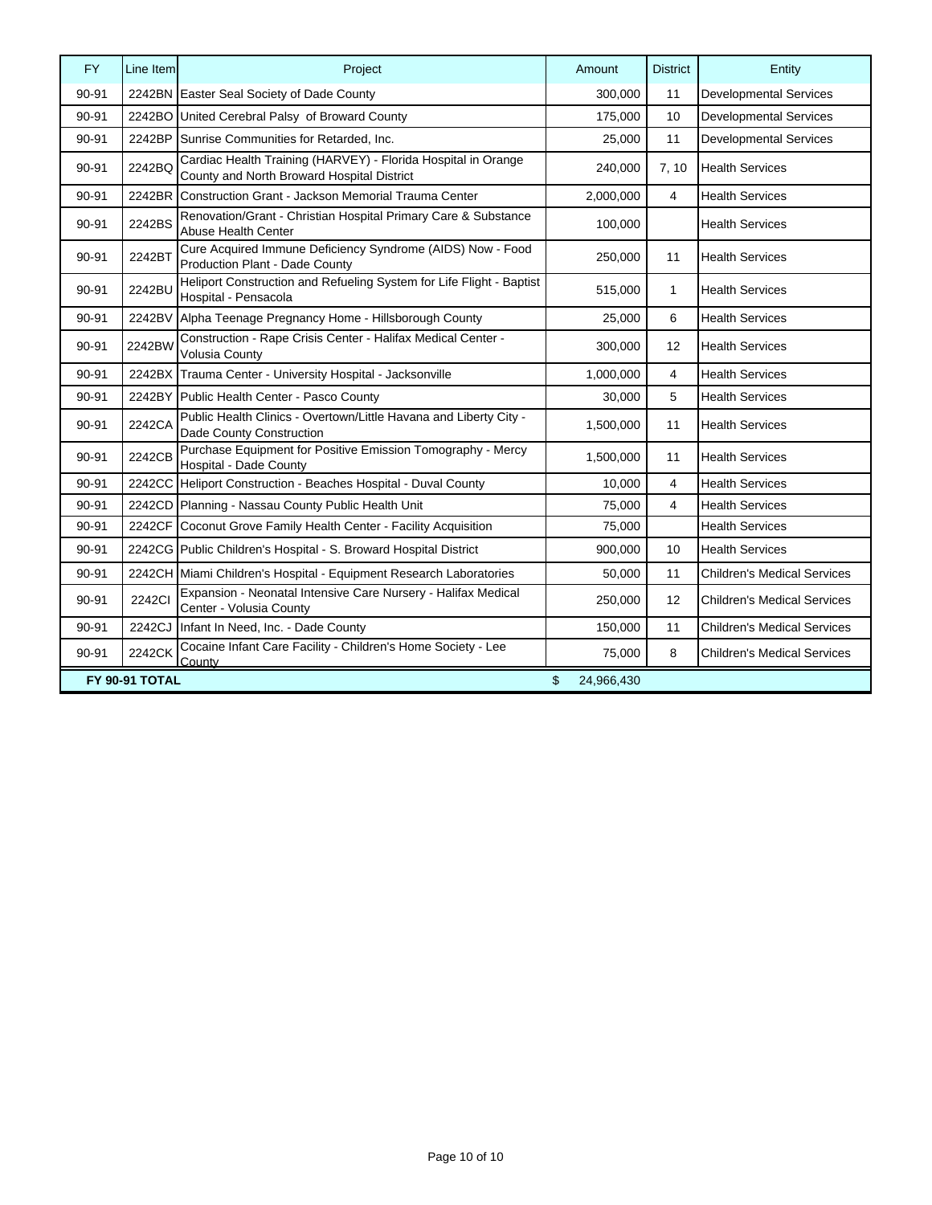| FY | Line Item | Project | Amount | District | Entity |
|---|---|---|---|---|---|
| 90-91 | 2242BN | Easter Seal Society of Dade County | 300,000 | 11 | Developmental Services |
| 90-91 | 2242BO | United Cerebral Palsy of Broward County | 175,000 | 10 | Developmental Services |
| 90-91 | 2242BP | Sunrise Communities for Retarded, Inc. | 25,000 | 11 | Developmental Services |
| 90-91 | 2242BQ | Cardiac Health Training (HARVEY) - Florida Hospital in Orange County and North Broward Hospital District | 240,000 | 7, 10 | Health Services |
| 90-91 | 2242BR | Construction Grant - Jackson Memorial Trauma Center | 2,000,000 | 4 | Health Services |
| 90-91 | 2242BS | Renovation/Grant - Christian Hospital Primary Care & Substance Abuse Health Center | 100,000 | | Health Services |
| 90-91 | 2242BT | Cure Acquired Immune Deficiency Syndrome (AIDS) Now - Food Production Plant - Dade County | 250,000 | 11 | Health Services |
| 90-91 | 2242BU | Heliport Construction and Refueling System for Life Flight - Baptist Hospital - Pensacola | 515,000 | 1 | Health Services |
| 90-91 | 2242BV | Alpha Teenage Pregnancy Home - Hillsborough County | 25,000 | 6 | Health Services |
| 90-91 | 2242BW | Construction - Rape Crisis Center - Halifax Medical Center - Volusia County | 300,000 | 12 | Health Services |
| 90-91 | 2242BX | Trauma Center - University Hospital - Jacksonville | 1,000,000 | 4 | Health Services |
| 90-91 | 2242BY | Public Health Center - Pasco County | 30,000 | 5 | Health Services |
| 90-91 | 2242CA | Public Health Clinics - Overtown/Little Havana and Liberty City - Dade County Construction | 1,500,000 | 11 | Health Services |
| 90-91 | 2242CB | Purchase Equipment for Positive Emission Tomography - Mercy Hospital - Dade County | 1,500,000 | 11 | Health Services |
| 90-91 | 2242CC | Heliport Construction - Beaches Hospital - Duval County | 10,000 | 4 | Health Services |
| 90-91 | 2242CD | Planning - Nassau County Public Health Unit | 75,000 | 4 | Health Services |
| 90-91 | 2242CF | Coconut Grove Family Health Center - Facility Acquisition | 75,000 | | Health Services |
| 90-91 | 2242CG | Public Children's Hospital - S. Broward Hospital District | 900,000 | 10 | Health Services |
| 90-91 | 2242CH | Miami Children's Hospital - Equipment Research Laboratories | 50,000 | 11 | Children's Medical Services |
| 90-91 | 2242CI | Expansion - Neonatal Intensive Care Nursery - Halifax Medical Center - Volusia County | 250,000 | 12 | Children's Medical Services |
| 90-91 | 2242CJ | Infant In Need, Inc. - Dade County | 150,000 | 11 | Children's Medical Services |
| 90-91 | 2242CK | Cocaine Infant Care Facility - Children's Home Society - Lee County | 75,000 | 8 | Children's Medical Services |
| **FY 90-91 TOTAL** | | | $ 24,966,430 | | |